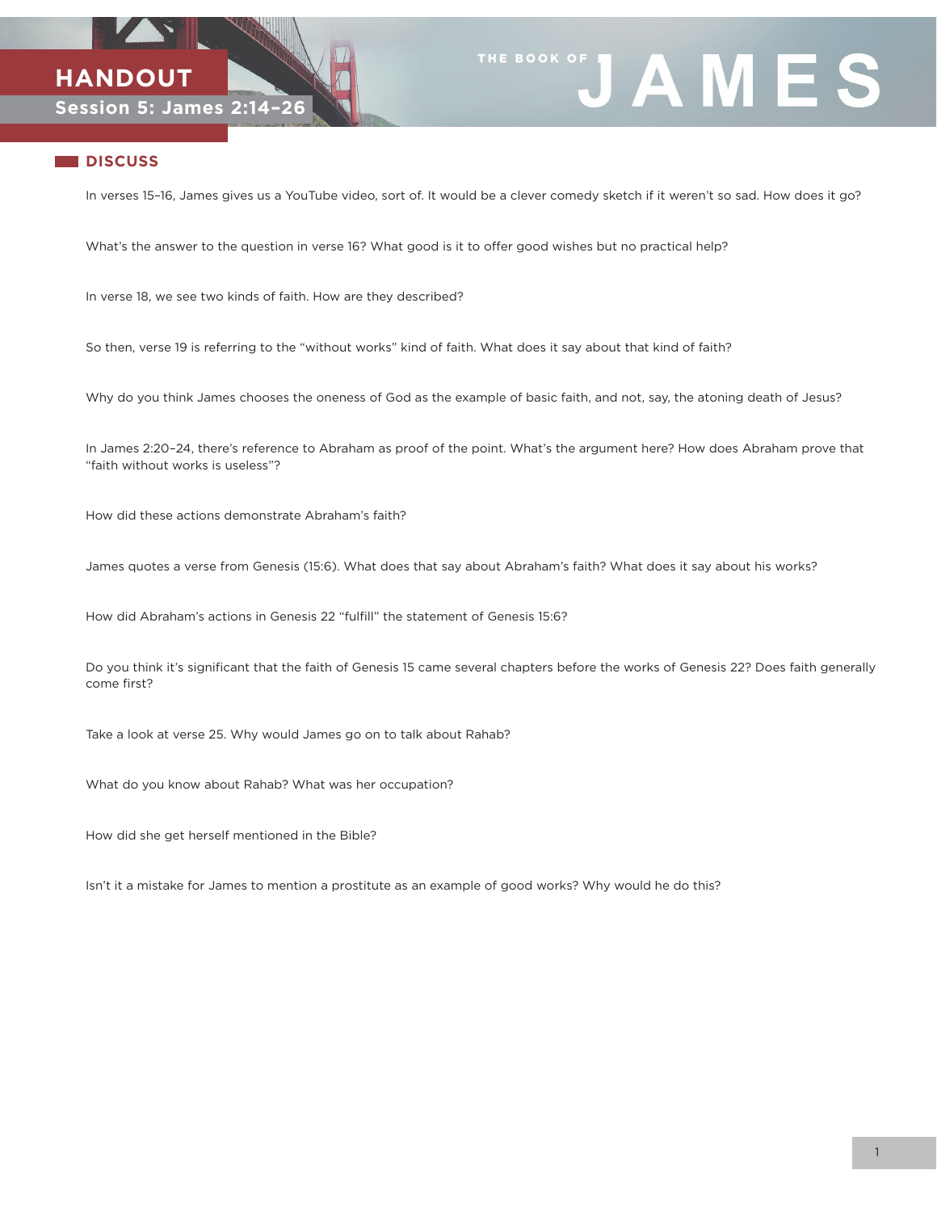# HANDOUT

## Session 5: James 2:14–26

THE BOOK OF JAMES

## DISCUSS

In verses 15–16, James gives us a YouTube video, sort of. It would be a clever comedy sketch if it weren't so sad. How does it go?

What's the answer to the question in verse 16? What good is it to offer good wishes but no practical help?

In verse 18, we see two kinds of faith. How are they described?

So then, verse 19 is referring to the "without works" kind of faith. What does it say about that kind of faith?

Why do you think James chooses the oneness of God as the example of basic faith, and not, say, the atoning death of Jesus?

In James 2:20–24, there's reference to Abraham as proof of the point. What's the argument here? How does Abraham prove that "faith without works is useless"?

How did these actions demonstrate Abraham's faith?

James quotes a verse from Genesis (15:6). What does that say about Abraham's faith? What does it say about his works?

How did Abraham's actions in Genesis 22 "fulfill" the statement of Genesis 15:6?

Do you think it's significant that the faith of Genesis 15 came several chapters before the works of Genesis 22? Does faith generally come first?

Take a look at verse 25. Why would James go on to talk about Rahab?

What do you know about Rahab? What was her occupation?

How did she get herself mentioned in the Bible?

Isn't it a mistake for James to mention a prostitute as an example of good works? Why would he do this?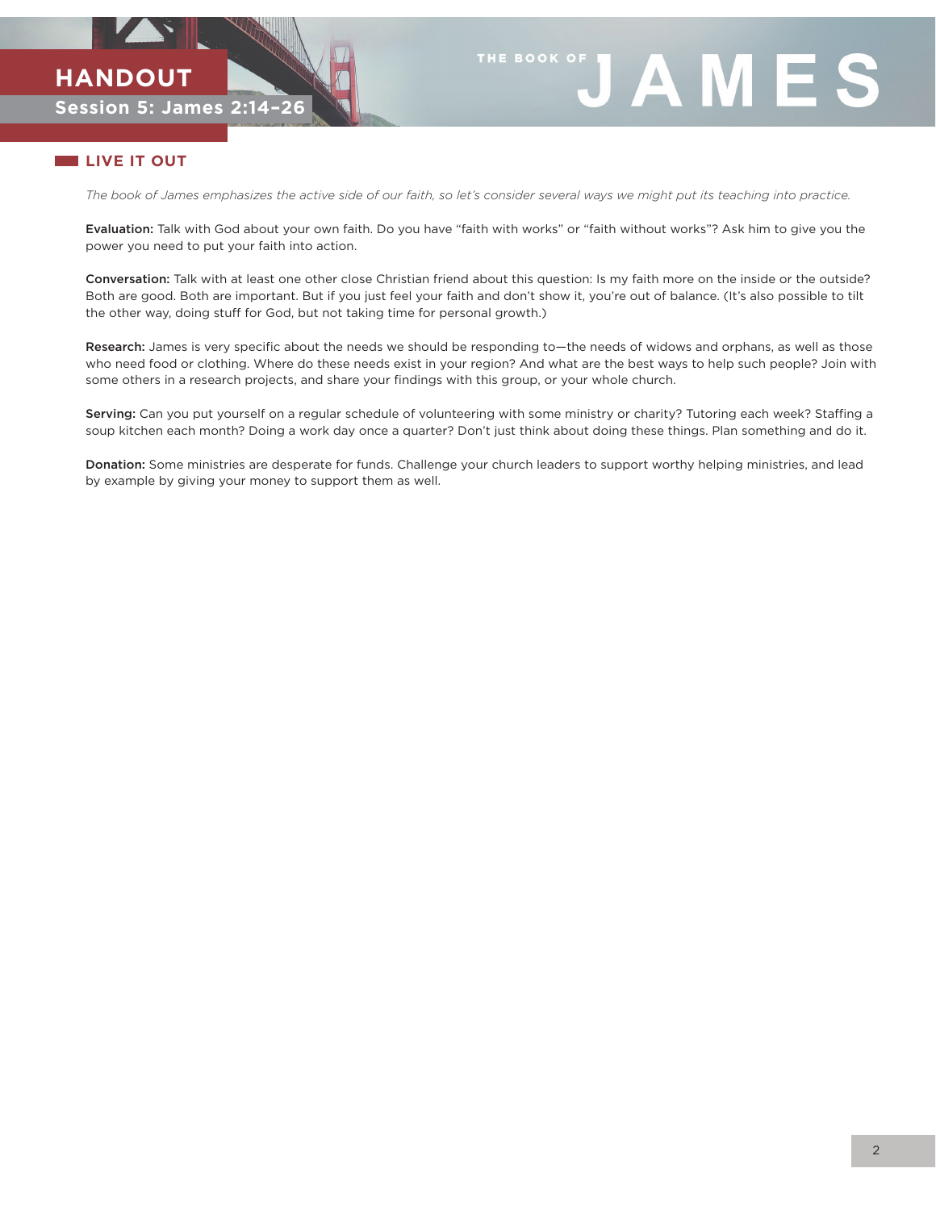# HANDOUT

## Session 5: James 2:14–26

THE BOOK OF JAMES

### LIVE IT OUT

*The book of James emphasizes the active side of our faith, so let's consider several ways we might put its teaching into practice.*

**Evaluation:** Talk with God about your own faith. Do you have "faith with works" or "faith without works"? Ask him to give you the power you need to put your faith into action.

**Conversation:** Talk with at least one other close Christian friend about this question: Is my faith more on the inside or the outside? Both are good. Both are important. But if you just feel your faith and don't show it, you're out of balance. (It's also possible to tilt the other way, doing stuff for God, but not taking time for personal growth.)

**Research:** James is very specific about the needs we should be responding to—the needs of widows and orphans, as well as those who need food or clothing. Where do these needs exist in your region? And what are the best ways to help such people? Join with some others in a research projects, and share your findings with this group, or your whole church.

**Serving:** Can you put yourself on a regular schedule of volunteering with some ministry or charity? Tutoring each week? Staffing a soup kitchen each month? Doing a work day once a quarter? Don't just think about doing these things. Plan something and do it.

**Donation:** Some ministries are desperate for funds. Challenge your church leaders to support worthy helping ministries, and lead by example by giving your money to support them as well.